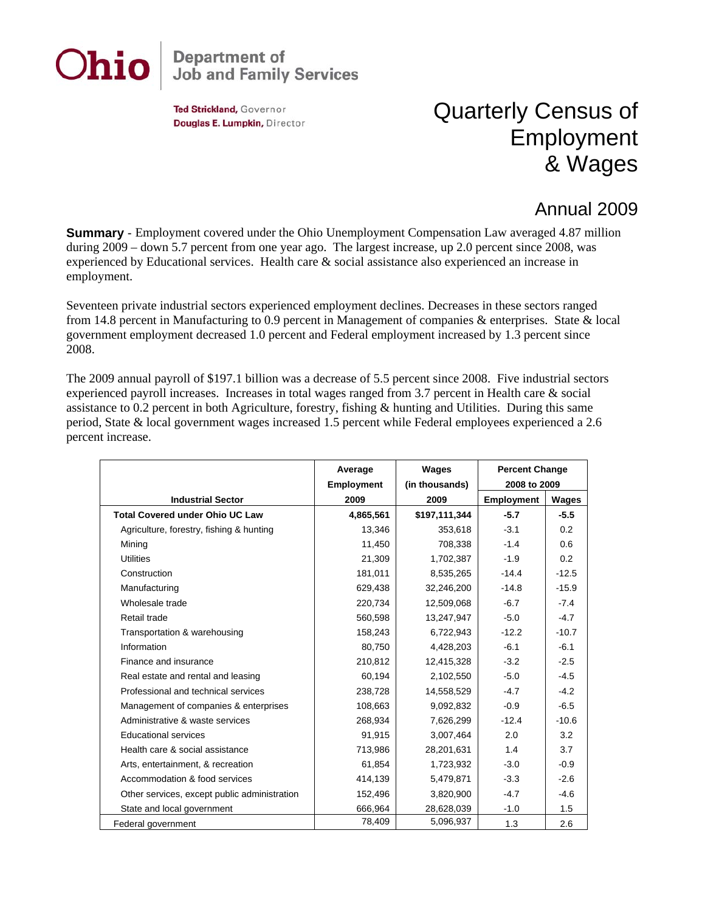Ohio | Department of Job and Family Services

**Ted Strickland,** Governor
**Douglas E. Lumpkin,** Director

# Quarterly Census of Employment & Wages

## Annual 2009

**Summary** - Employment covered under the Ohio Unemployment Compensation Law averaged 4.87 million during 2009 – down 5.7 percent from one year ago. The largest increase, up 2.0 percent since 2008, was experienced by Educational services. Health care & social assistance also experienced an increase in employment.

Seventeen private industrial sectors experienced employment declines. Decreases in these sectors ranged from 14.8 percent in Manufacturing to 0.9 percent in Management of companies & enterprises. State & local government employment decreased 1.0 percent and Federal employment increased by 1.3 percent since 2008.

The 2009 annual payroll of $197.1 billion was a decrease of 5.5 percent since 2008. Five industrial sectors experienced payroll increases. Increases in total wages ranged from 3.7 percent in Health care & social assistance to 0.2 percent in both Agriculture, forestry, fishing & hunting and Utilities. During this same period, State & local government wages increased 1.5 percent while Federal employees experienced a 2.6 percent increase.

| Industrial Sector | Average Employment 2009 | Wages (in thousands) 2009 | Percent Change 2008 to 2009 | |
|---|---|---|---|---|
| | | | Employment | Wages |
| **Total Covered under Ohio UC Law** | **4,865,561** | **$197,111,344** | **-5.7** | **-5.5** |
| Agriculture, forestry, fishing & hunting | 13,346 | 353,618 | -3.1 | 0.2 |
| Mining | 11,450 | 708,338 | -1.4 | 0.6 |
| Utilities | 21,309 | 1,702,387 | -1.9 | 0.2 |
| Construction | 181,011 | 8,535,265 | -14.4 | -12.5 |
| Manufacturing | 629,438 | 32,246,200 | -14.8 | -15.9 |
| Wholesale trade | 220,734 | 12,509,068 | -6.7 | -7.4 |
| Retail trade | 560,598 | 13,247,947 | -5.0 | -4.7 |
| Transportation & warehousing | 158,243 | 6,722,943 | -12.2 | -10.7 |
| Information | 80,750 | 4,428,203 | -6.1 | -6.1 |
| Finance and insurance | 210,812 | 12,415,328 | -3.2 | -2.5 |
| Real estate and rental and leasing | 60,194 | 2,102,550 | -5.0 | -4.5 |
| Professional and technical services | 238,728 | 14,558,529 | -4.7 | -4.2 |
| Management of companies & enterprises | 108,663 | 9,092,832 | -0.9 | -6.5 |
| Administrative & waste services | 268,934 | 7,626,299 | -12.4 | -10.6 |
| Educational services | 91,915 | 3,007,464 | 2.0 | 3.2 |
| Health care & social assistance | 713,986 | 28,201,631 | 1.4 | 3.7 |
| Arts, entertainment, & recreation | 61,854 | 1,723,932 | -3.0 | -0.9 |
| Accommodation & food services | 414,139 | 5,479,871 | -3.3 | -2.6 |
| Other services, except public administration | 152,496 | 3,820,900 | -4.7 | -4.6 |
| State and local government | 666,964 | 28,628,039 | -1.0 | 1.5 |
| Federal government | 78,409 | 5,096,937 | 1.3 | 2.6 |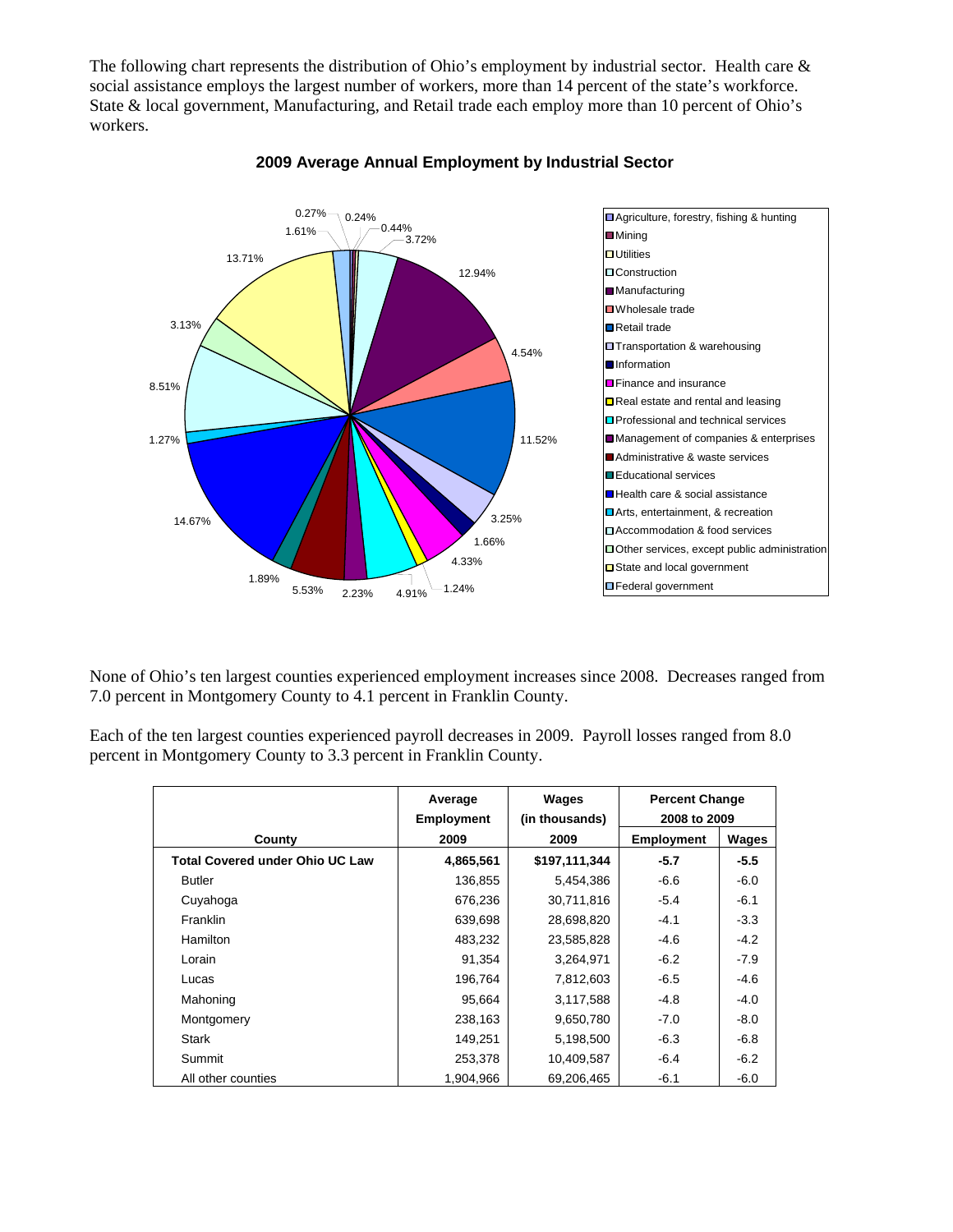The following chart represents the distribution of Ohio's employment by industrial sector. Health care & social assistance employs the largest number of workers, more than 14 percent of the state's workforce. State & local government, Manufacturing, and Retail trade each employ more than 10 percent of Ohio's workers.

**2009 Average Annual Employment by Industrial Sector**

None of Ohio's ten largest counties experienced employment increases since 2008. Decreases ranged from 7.0 percent in Montgomery County to 4.1 percent in Franklin County.

Each of the ten largest counties experienced payroll decreases in 2009. Payroll losses ranged from 8.0 percent in Montgomery County to 3.3 percent in Franklin County.

| County | Average Employment 2009 | Wages (in thousands) 2009 | Percent Change 2008 to 2009 | |
|---|---|---|---|---|
| | | | Employment | Wages |
| **Total Covered under Ohio UC Law** | **4,865,561** | **$197,111,344** | **-5.7** | **-5.5** |
| Butler | 136,855 | 5,454,386 | -6.6 | -6.0 |
| Cuyahoga | 676,236 | 30,711,816 | -5.4 | -6.1 |
| Franklin | 639,698 | 28,698,820 | -4.1 | -3.3 |
| Hamilton | 483,232 | 23,585,828 | -4.6 | -4.2 |
| Lorain | 91,354 | 3,264,971 | -6.2 | -7.9 |
| Lucas | 196,764 | 7,812,603 | -6.5 | -4.6 |
| Mahoning | 95,664 | 3,117,588 | -4.8 | -4.0 |
| Montgomery | 238,163 | 9,650,780 | -7.0 | -8.0 |
| Stark | 149,251 | 5,198,500 | -6.3 | -6.8 |
| Summit | 253,378 | 10,409,587 | -6.4 | -6.2 |
| All other counties | 1,904,966 | 69,206,465 | -6.1 | -6.0 |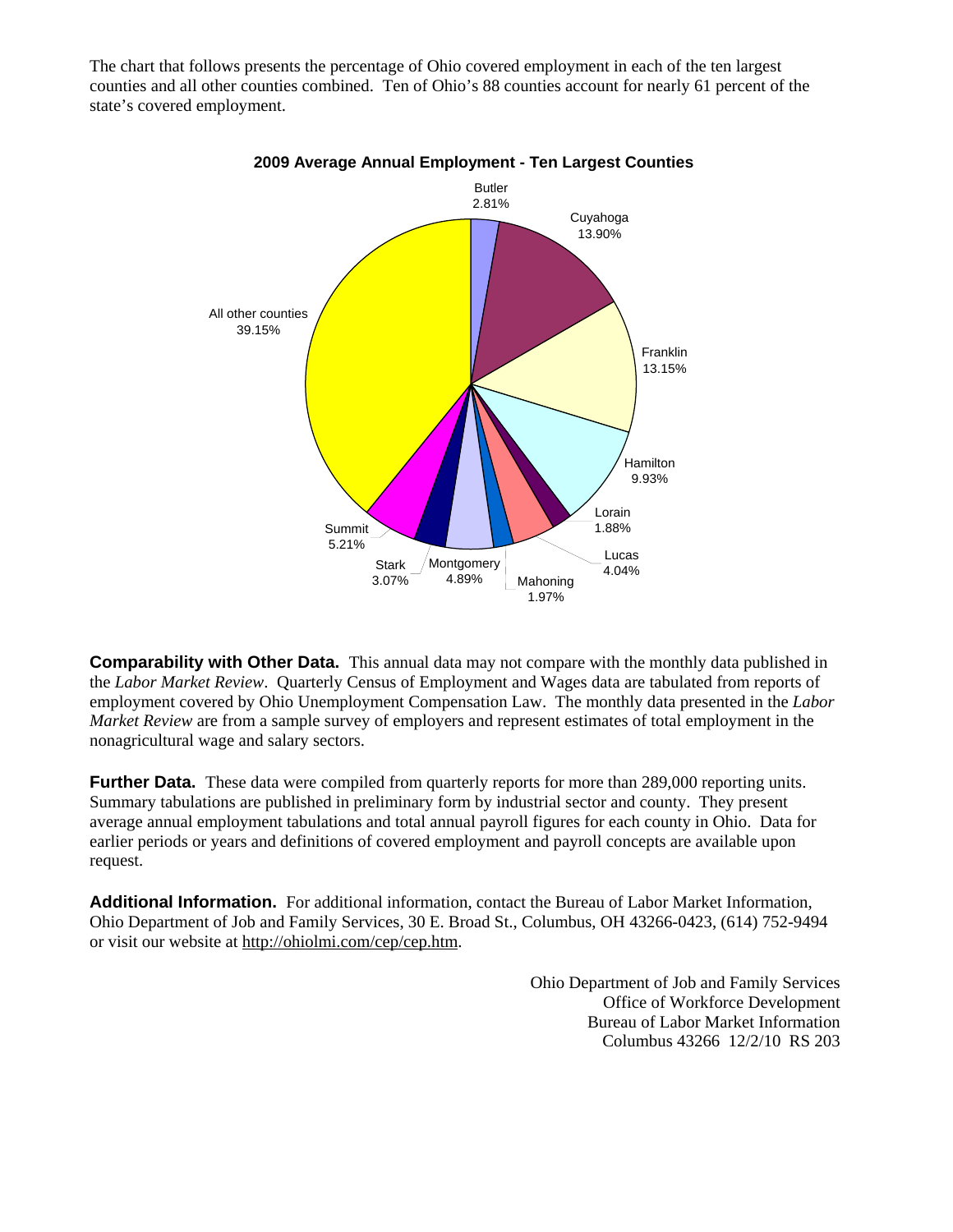The chart that follows presents the percentage of Ohio covered employment in each of the ten largest counties and all other counties combined. Ten of Ohio's 88 counties account for nearly 61 percent of the state's covered employment.

**2009 Average Annual Employment - Ten Largest Counties**

Butler
2.81%

Cuyahoga
13.90%

Franklin
13.15%

Hamilton
9.93%

Lorain
1.88%

Lucas
4.04%

Mahoning
1.97%

Montgomery
4.89%

Stark
3.07%

Summit
5.21%

All other counties
39.15%

**Comparability with Other Data.** This annual data may not compare with the monthly data published in the *Labor Market Review*. Quarterly Census of Employment and Wages data are tabulated from reports of employment covered by Ohio Unemployment Compensation Law. The monthly data presented in the *Labor Market Review* are from a sample survey of employers and represent estimates of total employment in the nonagricultural wage and salary sectors.

**Further Data.** These data were compiled from quarterly reports for more than 289,000 reporting units. Summary tabulations are published in preliminary form by industrial sector and county. They present average annual employment tabulations and total annual payroll figures for each county in Ohio. Data for earlier periods or years and definitions of covered employment and payroll concepts are available upon request.

**Additional Information.** For additional information, contact the Bureau of Labor Market Information, Ohio Department of Job and Family Services, 30 E. Broad St., Columbus, OH 43266-0423, (614) 752-9494 or visit our website at http://ohiolmi.com/cep/cep.htm.

Ohio Department of Job and Family Services
Office of Workforce Development
Bureau of Labor Market Information
Columbus 43266 12/2/10 RS 203